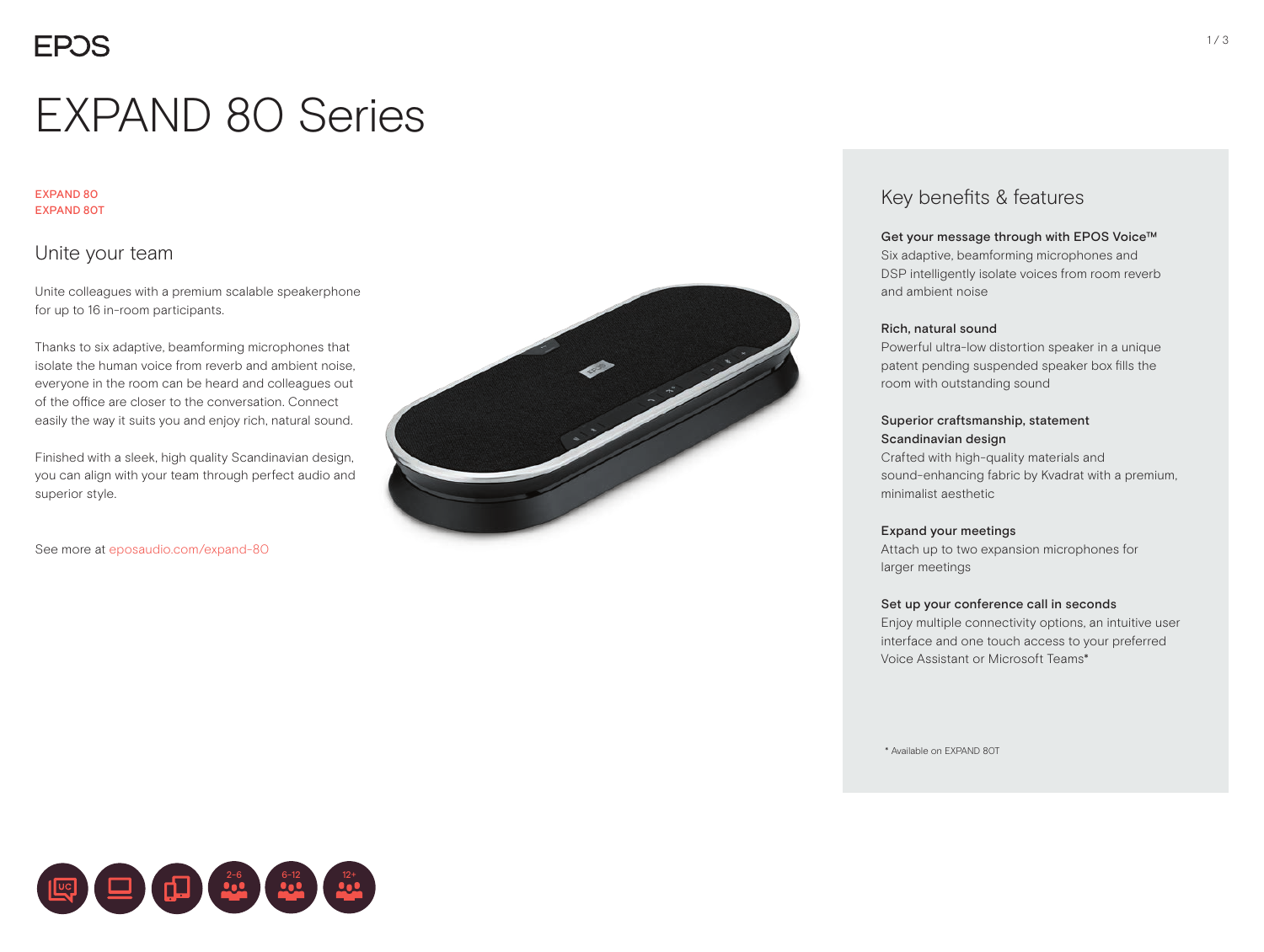EPOS

# EXPAND 80 Series

EXPAND 80
EXPAND 80T

## Unite your team

Unite colleagues with a premium scalable speakerphone for up to 16 in-room participants.

Thanks to six adaptive, beamforming microphones that isolate the human voice from reverb and ambient noise, everyone in the room can be heard and colleagues out of the office are closer to the conversation. Connect easily the way it suits you and enjoy rich, natural sound.

Finished with a sleek, high quality Scandinavian design, you can align with your team through perfect audio and superior style.

See more at eposaudio.com/expand-80

## Key benefits & features

**Get your message through with EPOS Voice™**
Six adaptive, beamforming microphones and DSP intelligently isolate voices from room reverb and ambient noise

**Rich, natural sound**
Powerful ultra-low distortion speaker in a unique patent pending suspended speaker box fills the room with outstanding sound

**Superior craftsmanship, statement Scandinavian design**
Crafted with high-quality materials and sound-enhancing fabric by Kvadrat with a premium, minimalist aesthetic

**Expand your meetings**
Attach up to two expansion microphones for larger meetings

**Set up your conference call in seconds**
Enjoy multiple connectivity options, an intuitive user interface and one touch access to your preferred Voice Assistant or Microsoft Teams*

* Available on EXPAND 80T

UC 2-6 6-12 12+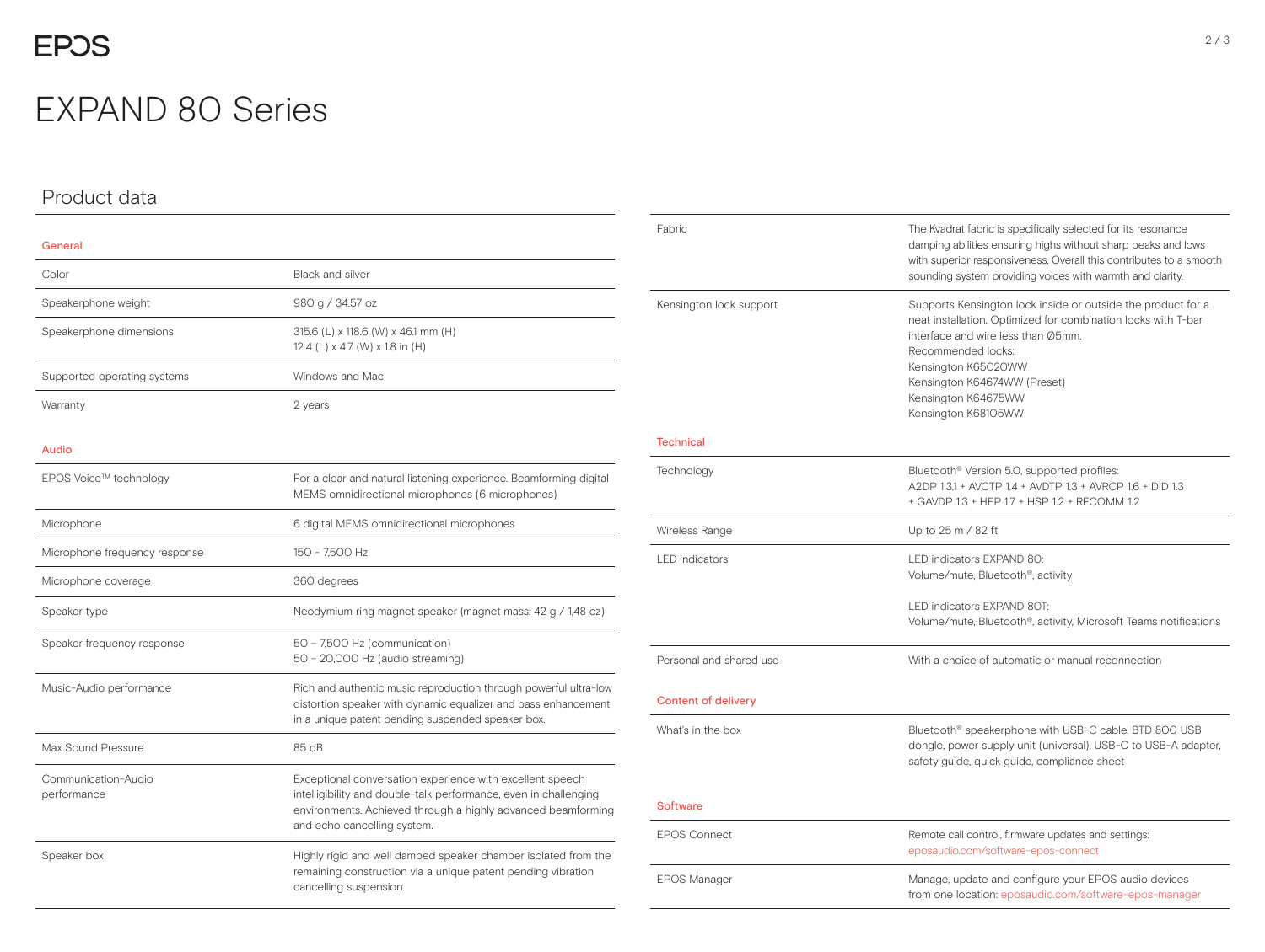# EXPAND 80 Series

## Product data

### General

| | |
|---|---|
| Color | Black and silver |
| Speakerphone weight | 980 g / 34.57 oz |
| Speakerphone dimensions | 315.6 (L) x 118.6 (W) x 46.1 mm (H)<br>12.4 (L) x 4.7 (W) x 1.8 in (H) |
| Supported operating systems | Windows and Mac |
| Warranty | 2 years |

### Audio

| | |
|---|---|
| EPOS Voice™ technology | For a clear and natural listening experience. Beamforming digital MEMS omnidirectional microphones (6 microphones) |
| Microphone | 6 digital MEMS omnidirectional microphones |
| Microphone frequency response | 150 – 7,500 Hz |
| Microphone coverage | 360 degrees |
| Speaker type | Neodymium ring magnet speaker (magnet mass: 42 g / 1,48 oz) |
| Speaker frequency response | 50 – 7,500 Hz (communication)<br>50 – 20,000 Hz (audio streaming) |
| Music-Audio performance | Rich and authentic music reproduction through powerful ultra-low distortion speaker with dynamic equalizer and bass enhancement in a unique patent pending suspended speaker box. |
| Max Sound Pressure | 85 dB |
| Communication-Audio performance | Exceptional conversation experience with excellent speech intelligibility and double-talk performance, even in challenging environments. Achieved through a highly advanced beamforming and echo cancelling system. |
| Speaker box | Highly rigid and well damped speaker chamber isolated from the remaining construction via a unique patent pending vibration cancelling suspension. |
| Fabric | The Kvadrat fabric is specifically selected for its resonance damping abilities ensuring highs without sharp peaks and lows with superior responsiveness. Overall this contributes to a smooth sounding system providing voices with warmth and clarity. |
| Kensington lock support | Supports Kensington lock inside or outside the product for a neat installation. Optimized for combination locks with T-bar interface and wire less than Ø5mm.<br>Recommended locks:<br>Kensington K65020WW<br>Kensington K64674WW (Preset)<br>Kensington K64675WW<br>Kensington K68105WW |

### Technical

| | |
|---|---|
| Technology | Bluetooth® Version 5.0, supported profiles:<br>A2DP 1.3.1 + AVCTP 1.4 + AVDTP 1.3 + AVRCP 1.6 + DID 1.3 + GAVDP 1.3 + HFP 1.7 + HSP 1.2 + RFCOMM 1.2 |
| Wireless Range | Up to 25 m / 82 ft |
| LED indicators | LED indicators EXPAND 80:<br>Volume/mute, Bluetooth®, activity<br><br>LED indicators EXPAND 80T:<br>Volume/mute, Bluetooth®, activity, Microsoft Teams notifications |
| Personal and shared use | With a choice of automatic or manual reconnection |

### Content of delivery

| | |
|---|---|
| What's in the box | Bluetooth® speakerphone with USB-C cable, BTD 800 USB dongle, power supply unit (universal), USB-C to USB-A adapter, safety guide, quick guide, compliance sheet |

### Software

| | |
|---|---|
| EPOS Connect | Remote call control, firmware updates and settings:<br>eposaudio.com/software-epos-connect |
| EPOS Manager | Manage, update and configure your EPOS audio devices from one location: eposaudio.com/software-epos-manager |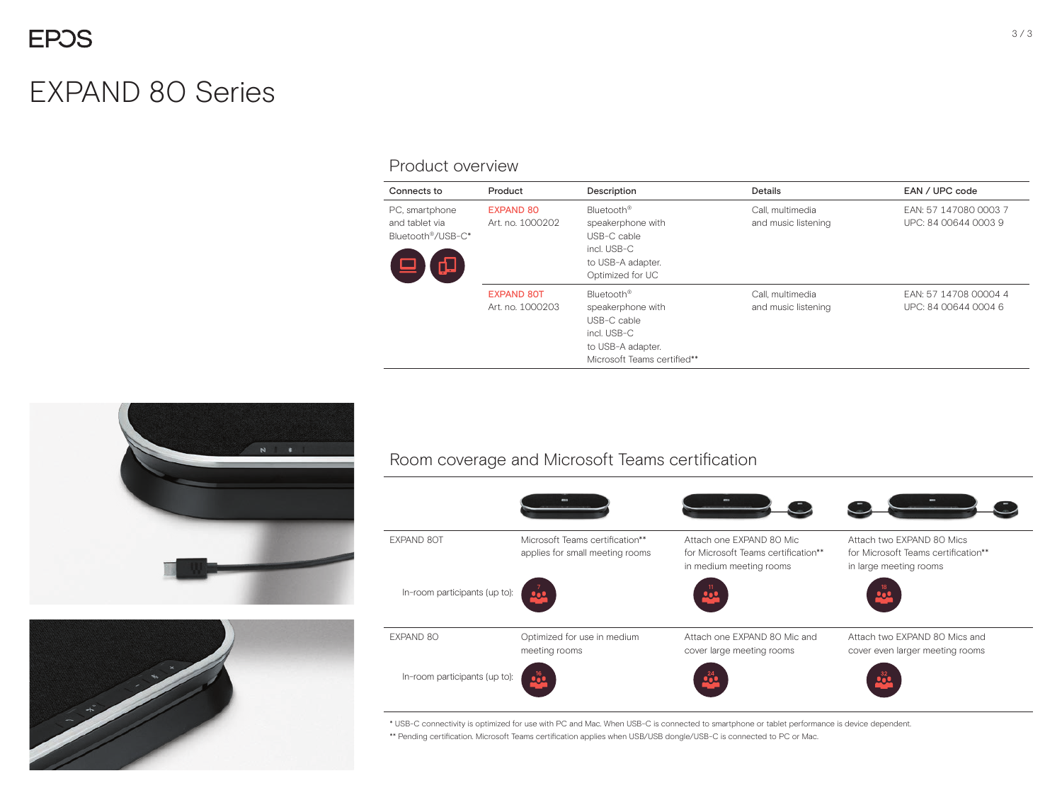# EXPAND 80 Series

## Product overview

| Connects to | Product | Description | Details | EAN / UPC code |
|---|---|---|---|---|
| PC, smartphone and tablet via Bluetooth®/USB-C* | EXPAND 80 Art. no. 1000202 | Bluetooth® speakerphone with USB-C cable incl. USB-C to USB-A adapter. Optimized for UC | Call, multimedia and music listening | EAN: 57 147080 0003 7 UPC: 84 00644 0003 9 |
| | EXPAND 80T Art. no. 1000203 | Bluetooth® speakerphone with USB-C cable incl. USB-C to USB-A adapter. Microsoft Teams certified** | Call, multimedia and music listening | EAN: 57 14708 00004 4 UPC: 84 00644 0004 6 |

## Room coverage and Microsoft Teams certification

| | | | |
|---|---|---|---|
| EXPAND 80T | Microsoft Teams certification** applies for small meeting rooms | Attach one EXPAND 80 Mic for Microsoft Teams certification** in medium meeting rooms | Attach two EXPAND 80 Mics for Microsoft Teams certification** in large meeting rooms |
| In-room participants (up to): | 7 | 11 | 18 |
| EXPAND 80 | Optimized for use in medium meeting rooms | Attach one EXPAND 80 Mic and cover large meeting rooms | Attach two EXPAND 80 Mics and cover even larger meeting rooms |
| In-room participants (up to): | 16 | 24 | 32 |

\* USB-C connectivity is optimized for use with PC and Mac. When USB-C is connected to smartphone or tablet performance is device dependent.

\*\* Pending certification. Microsoft Teams certification applies when USB/USB dongle/USB-C is connected to PC or Mac.